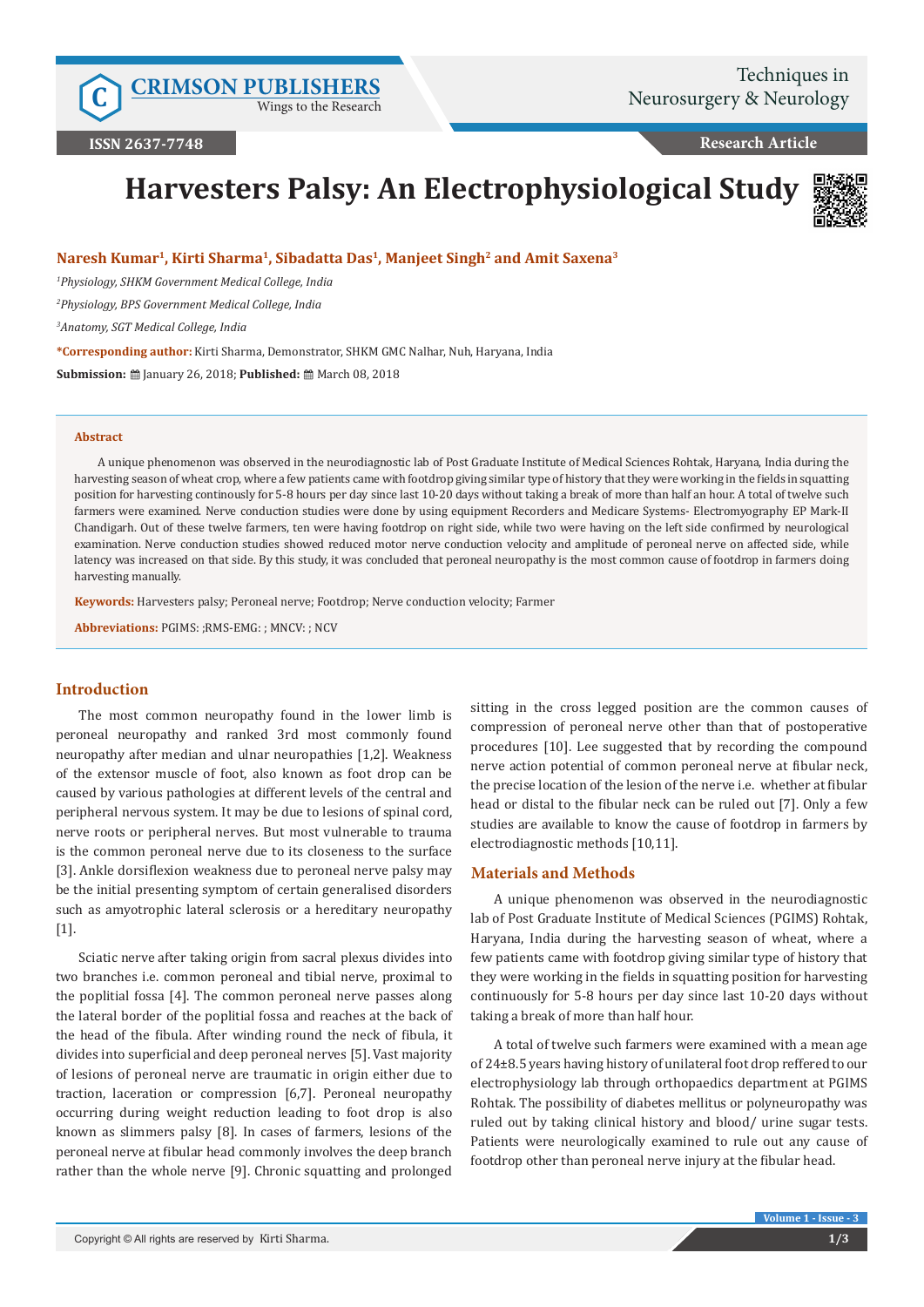# Harvesters Palsy: An Electrophysiological Study

**Naresh Kumar[1], Kirti Sharma[1], Sibadatta Das[1], Manjeet Singh[2] and Amit Saxena[3]**

[1]*Physiology, SHKM Government Medical College, India*

[2]*Physiology, BPS Government Medical College, India*

[3]*Anatomy, SGT Medical College, India*

**\*Corresponding author:** Kirti Sharma, Demonstrator, SHKM GMC Nalhar, Nuh, Haryana, India

**Submission:** January 26, 2018; **Published:** March 08, 2018

### Abstract

A unique phenomenon was observed in the neurodiagnostic lab of Post Graduate Institute of Medical Sciences Rohtak, Haryana, India during the harvesting season of wheat crop, where a few patients came with footdrop giving similar type of history that they were working in the fields in squatting position for harvesting continously for 5-8 hours per day since last 10-20 days without taking a break of more than half an hour. A total of twelve such farmers were examined. Nerve conduction studies were done by using equipment Recorders and Medicare Systems- Electromyography EP Mark-II Chandigarh. Out of these twelve farmers, ten were having footdrop on right side, while two were having on the left side confirmed by neurological examination. Nerve conduction studies showed reduced motor nerve conduction velocity and amplitude of peroneal nerve on affected side, while latency was increased on that side. By this study, it was concluded that peroneal neuropathy is the most common cause of footdrop in farmers doing harvesting manually.

**Keywords:** Harvesters palsy; Peroneal nerve; Footdrop; Nerve conduction velocity; Farmer

**Abbreviations:** PGIMS: ;RMS-EMG: ; MNCV: ; NCV

## Introduction

The most common neuropathy found in the lower limb is peroneal neuropathy and ranked 3rd most commonly found neuropathy after median and ulnar neuropathies [1,2]. Weakness of the extensor muscle of foot, also known as foot drop can be caused by various pathologies at different levels of the central and peripheral nervous system. It may be due to lesions of spinal cord, nerve roots or peripheral nerves. But most vulnerable to trauma is the common peroneal nerve due to its closeness to the surface [3]. Ankle dorsiflexion weakness due to peroneal nerve palsy may be the initial presenting symptom of certain generalised disorders such as amyotrophic lateral sclerosis or a hereditary neuropathy [1].

Sciatic nerve after taking origin from sacral plexus divides into two branches i.e. common peroneal and tibial nerve, proximal to the poplitial fossa [4]. The common peroneal nerve passes along the lateral border of the poplitial fossa and reaches at the back of the head of the fibula. After winding round the neck of fibula, it divides into superficial and deep peroneal nerves [5]. Vast majority of lesions of peroneal nerve are traumatic in origin either due to traction, laceration or compression [6,7]. Peroneal neuropathy occurring during weight reduction leading to foot drop is also known as slimmers palsy [8]. In cases of farmers, lesions of the peroneal nerve at fibular head commonly involves the deep branch rather than the whole nerve [9]. Chronic squatting and prolonged sitting in the cross legged position are the common causes of compression of peroneal nerve other than that of postoperative procedures [10]. Lee suggested that by recording the compound nerve action potential of common peroneal nerve at fibular neck, the precise location of the lesion of the nerve i.e. whether at fibular head or distal to the fibular neck can be ruled out [7]. Only a few studies are available to know the cause of footdrop in farmers by electrodiagnostic methods [10,11].

## Materials and Methods

A unique phenomenon was observed in the neurodiagnostic lab of Post Graduate Institute of Medical Sciences (PGIMS) Rohtak, Haryana, India during the harvesting season of wheat, where a few patients came with footdrop giving similar type of history that they were working in the fields in squatting position for harvesting continuously for 5-8 hours per day since last 10-20 days without taking a break of more than half hour.

A total of twelve such farmers were examined with a mean age of 24±8.5 years having history of unilateral foot drop reffered to our electrophysiology lab through orthopaedics department at PGIMS Rohtak. The possibility of diabetes mellitus or polyneuropathy was ruled out by taking clinical history and blood/ urine sugar tests. Patients were neurologically examined to rule out any cause of footdrop other than peroneal nerve injury at the fibular head.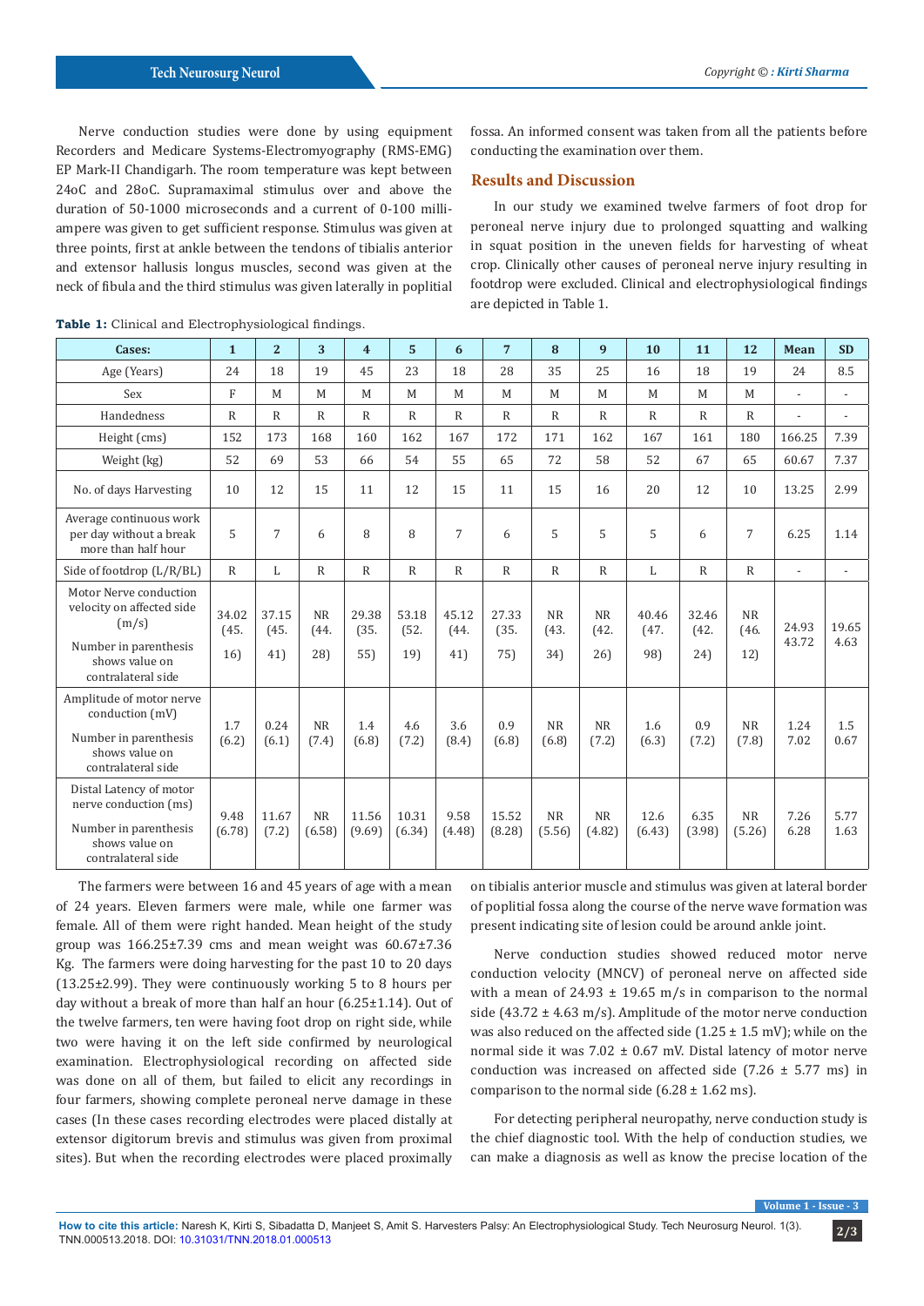Nerve conduction studies were done by using equipment Recorders and Medicare Systems-Electromyography (RMS-EMG) EP Mark-II Chandigarh. The room temperature was kept between 24oC and 28oC. Supramaximal stimulus over and above the duration of 50-1000 microseconds and a current of 0-100 milli-ampere was given to get sufficient response. Stimulus was given at three points, first at ankle between the tendons of tibialis anterior and extensor hallusis longus muscles, second was given at the neck of fibula and the third stimulus was given laterally in poplitial fossa. An informed consent was taken from all the patients before conducting the examination over them.

## Results and Discussion

In our study we examined twelve farmers of foot drop for peroneal nerve injury due to prolonged squatting and walking in squat position in the uneven fields for harvesting of wheat crop. Clinically other causes of peroneal nerve injury resulting in footdrop were excluded. Clinical and electrophysiological findings are depicted in Table 1.

**Table 1:** Clinical and Electrophysiological findings.

| Cases: | 1 | 2 | 3 | 4 | 5 | 6 | 7 | 8 | 9 | 10 | 11 | 12 | Mean | SD |
|---|---|---|---|---|---|---|---|---|---|---|---|---|---|---|
| Age (Years) | 24 | 18 | 19 | 45 | 23 | 18 | 28 | 35 | 25 | 16 | 18 | 19 | 24 | 8.5 |
| Sex | F | M | M | M | M | M | M | M | M | M | M | M | - | - |
| Handedness | R | R | R | R | R | R | R | R | R | R | R | R | - | - |
| Height (cms) | 152 | 173 | 168 | 160 | 162 | 167 | 172 | 171 | 162 | 167 | 161 | 180 | 166.25 | 7.39 |
| Weight (kg) | 52 | 69 | 53 | 66 | 54 | 55 | 65 | 72 | 58 | 52 | 67 | 65 | 60.67 | 7.37 |
| No. of days Harvesting | 10 | 12 | 15 | 11 | 12 | 15 | 11 | 15 | 16 | 20 | 12 | 10 | 13.25 | 2.99 |
| Average continuous work per day without a break more than half hour | 5 | 7 | 6 | 8 | 8 | 7 | 6 | 5 | 5 | 5 | 6 | 7 | 6.25 | 1.14 |
| Side of footdrop (L/R/BL) | R | L | R | R | R | R | R | R | R | L | R | R | - | - |
| Motor Nerve conduction velocity on affected side (m/s) Number in parenthesis shows value on contralateral side | 34.02 (45.16) | 37.15 (45.41) | NR (44.28) | 29.38 (35.55) | 53.18 (52.19) | 45.12 (44.41) | 27.33 (35.75) | NR (43.34) | NR (42.26) | 40.46 (47.98) | 32.46 (42.24) | NR (46.12) | 24.93 43.72 | 19.65 4.63 |
| Amplitude of motor nerve conduction (mV) Number in parenthesis shows value on contralateral side | 1.7 (6.2) | 0.24 (6.1) | NR (7.4) | 1.4 (6.8) | 4.6 (7.2) | 3.6 (8.4) | 0.9 (6.8) | NR (6.8) | NR (7.2) | 1.6 (6.3) | 0.9 (7.2) | NR (7.8) | 1.24 7.02 | 1.5 0.67 |
| Distal Latency of motor nerve conduction (ms) Number in parenthesis shows value on contralateral side | 9.48 (6.78) | 11.67 (7.2) | NR (6.58) | 11.56 (9.69) | 10.31 (6.34) | 9.58 (4.48) | 15.52 (8.28) | NR (5.56) | NR (4.82) | 12.6 (6.43) | 6.35 (3.98) | NR (5.26) | 7.26 6.28 | 5.77 1.63 |

The farmers were between 16 and 45 years of age with a mean of 24 years. Eleven farmers were male, while one farmer was female. All of them were right handed. Mean height of the study group was 166.25±7.39 cms and mean weight was 60.67±7.36 Kg. The farmers were doing harvesting for the past 10 to 20 days (13.25±2.99). They were continuously working 5 to 8 hours per day without a break of more than half an hour (6.25±1.14). Out of the twelve farmers, ten were having foot drop on right side, while two were having it on the left side confirmed by neurological examination. Electrophysiological recording on affected side was done on all of them, but failed to elicit any recordings in four farmers, showing complete peroneal nerve damage in these cases (In these cases recording electrodes were placed distally at extensor digitorum brevis and stimulus was given from proximal sites). But when the recording electrodes were placed proximally on tibialis anterior muscle and stimulus was given at lateral border of poplitial fossa along the course of the nerve wave formation was present indicating site of lesion could be around ankle joint.

Nerve conduction studies showed reduced motor nerve conduction velocity (MNCV) of peroneal nerve on affected side with a mean of 24.93 ± 19.65 m/s in comparison to the normal side (43.72 ± 4.63 m/s). Amplitude of the motor nerve conduction was also reduced on the affected side (1.25 ± 1.5 mV); while on the normal side it was 7.02 ± 0.67 mV. Distal latency of motor nerve conduction was increased on affected side (7.26 ± 5.77 ms) in comparison to the normal side (6.28 ± 1.62 ms).

For detecting peripheral neuropathy, nerve conduction study is the chief diagnostic tool. With the help of conduction studies, we can make a diagnosis as well as know the precise location of the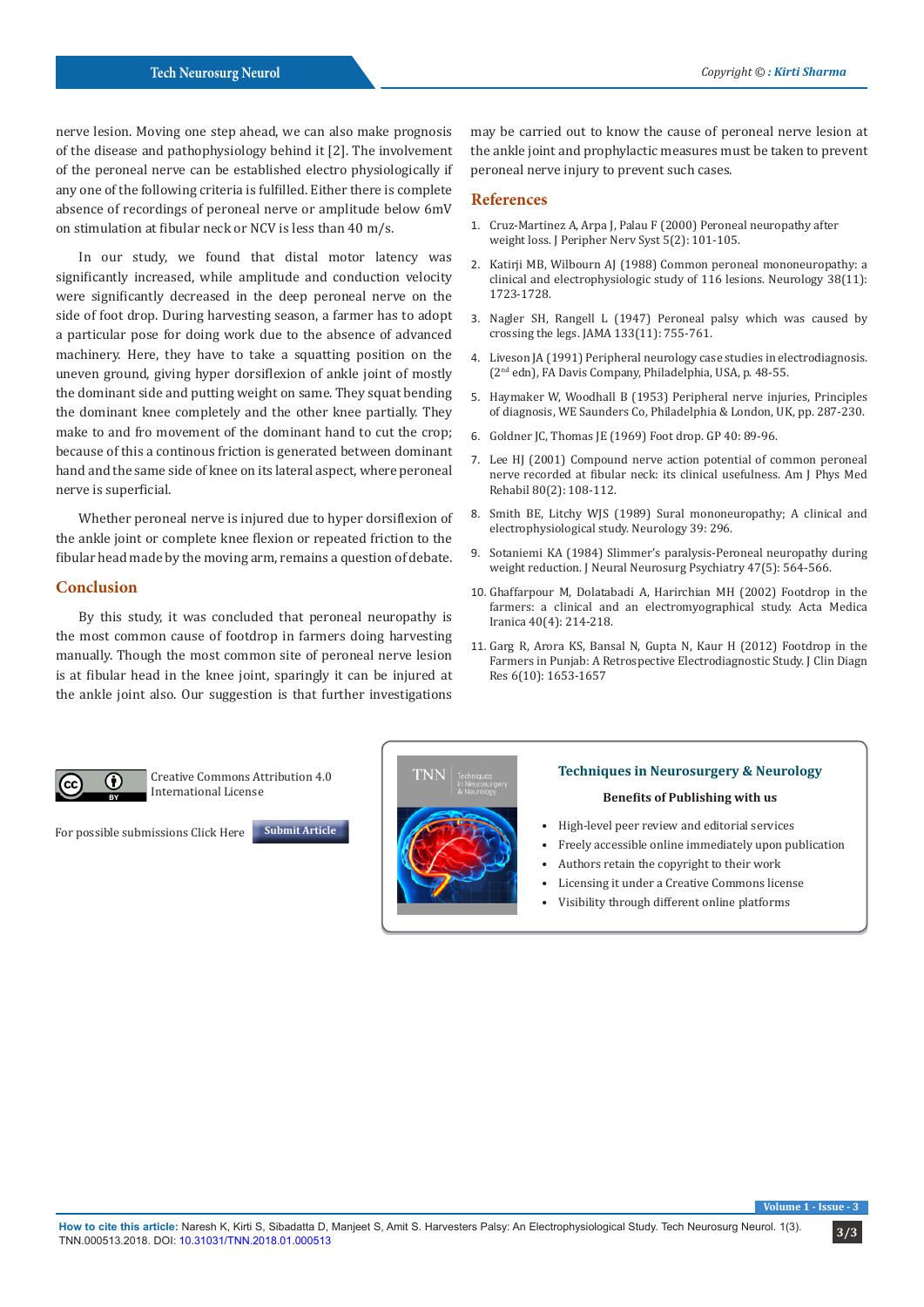nerve lesion. Moving one step ahead, we can also make prognosis of the disease and pathophysiology behind it [2]. The involvement of the peroneal nerve can be established electro physiologically if any one of the following criteria is fulfilled. Either there is complete absence of recordings of peroneal nerve or amplitude below 6mV on stimulation at fibular neck or NCV is less than 40 m/s.

In our study, we found that distal motor latency was significantly increased, while amplitude and conduction velocity were significantly decreased in the deep peroneal nerve on the side of foot drop. During harvesting season, a farmer has to adopt a particular pose for doing work due to the absence of advanced machinery. Here, they have to take a squatting position on the uneven ground, giving hyper dorsiflexion of ankle joint of mostly the dominant side and putting weight on same. They squat bending the dominant knee completely and the other knee partially. They make to and fro movement of the dominant hand to cut the crop; because of this a continous friction is generated between dominant hand and the same side of knee on its lateral aspect, where peroneal nerve is superficial.

Whether peroneal nerve is injured due to hyper dorsiflexion of the ankle joint or complete knee flexion or repeated friction to the fibular head made by the moving arm, remains a question of debate.

## Conclusion

By this study, it was concluded that peroneal neuropathy is the most common cause of footdrop in farmers doing harvesting manually. Though the most common site of peroneal nerve lesion is at fibular head in the knee joint, sparingly it can be injured at the ankle joint also. Our suggestion is that further investigations may be carried out to know the cause of peroneal nerve lesion at the ankle joint and prophylactic measures must be taken to prevent peroneal nerve injury to prevent such cases.

## References

1. Cruz-Martinez A, Arpa J, Palau F (2000) Peroneal neuropathy after weight loss. J Peripher Nerv Syst 5(2): 101-105.
2. Katirji MB, Wilbourn AJ (1988) Common peroneal mononeuropathy: a clinical and electrophysiologic study of 116 lesions. Neurology 38(11): 1723-1728.
3. Nagler SH, Rangell L (1947) Peroneal palsy which was caused by crossing the legs. JAMA 133(11): 755-761.
4. Liveson JA (1991) Peripheral neurology case studies in electrodiagnosis. (2nd edn), FA Davis Company, Philadelphia, USA, p. 48-55.
5. Haymaker W, Woodhall B (1953) Peripheral nerve injuries, Principles of diagnosis, WE Saunders Co, Philadelphia & London, UK, pp. 287-230.
6. Goldner JC, Thomas JE (1969) Foot drop. GP 40: 89-96.
7. Lee HJ (2001) Compound nerve action potential of common peroneal nerve recorded at fibular neck: its clinical usefulness. Am J Phys Med Rehabil 80(2): 108-112.
8. Smith BE, Litchy WJS (1989) Sural mononeuropathy; A clinical and electrophysiological study. Neurology 39: 296.
9. Sotaniemi KA (1984) Slimmer's paralysis-Peroneal neuropathy during weight reduction. J Neural Neurosurg Psychiatry 47(5): 564-566.
10. Ghaffarpour M, Dolatabadi A, Harirchian MH (2002) Footdrop in the farmers: a clinical and an electromyographical study. Acta Medica Iranica 40(4): 214-218.
11. Garg R, Arora KS, Bansal N, Gupta N, Kaur H (2012) Footdrop in the Farmers in Punjab: A Retrospective Electrodiagnostic Study. J Clin Diagn Res 6(10): 1653-1657

Creative Commons Attribution 4.0 International License

For possible submissions Click Here Submit Article

**Techniques in Neurosurgery & Neurology**

**Benefits of Publishing with us**

- High-level peer review and editorial services
- Freely accessible online immediately upon publication
- Authors retain the copyright to their work
- Licensing it under a Creative Commons license
- Visibility through different online platforms

**How to cite this article:** Naresh K, Kirti S, Sibadatta D, Manjeet S, Amit S. Harvesters Palsy: An Electrophysiological Study. Tech Neurosurg Neurol. 1(3). TNN.000513.2018. DOI: 10.31031/TNN.2018.01.000513